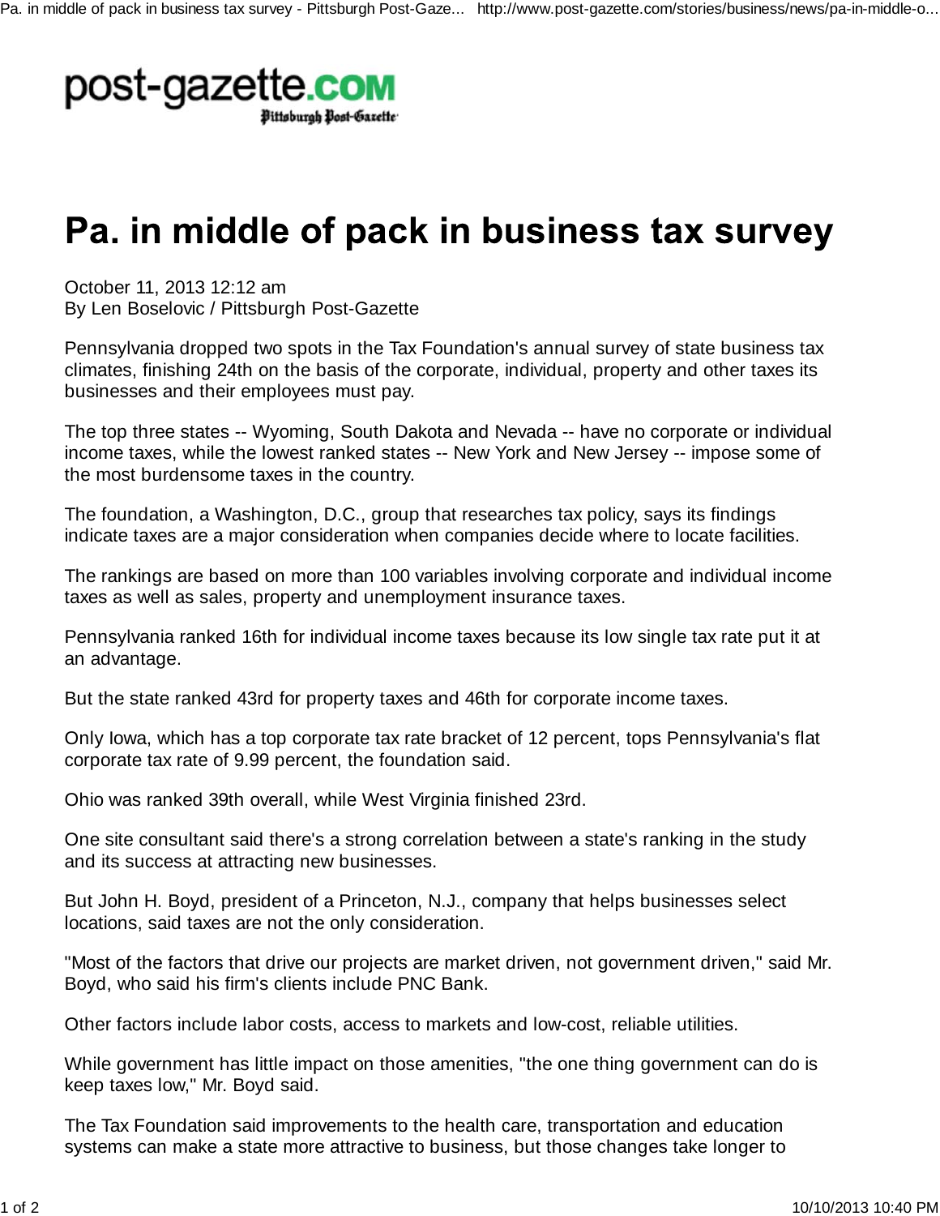post-gazette.com
Pittsburgh Post-Gazette

# Pa. in middle of pack in business tax survey

October 11, 2013 12:12 am
By Len Boselovic / Pittsburgh Post-Gazette

Pennsylvania dropped two spots in the Tax Foundation's annual survey of state business tax climates, finishing 24th on the basis of the corporate, individual, property and other taxes its businesses and their employees must pay.

The top three states -- Wyoming, South Dakota and Nevada -- have no corporate or individual income taxes, while the lowest ranked states -- New York and New Jersey -- impose some of the most burdensome taxes in the country.

The foundation, a Washington, D.C., group that researches tax policy, says its findings indicate taxes are a major consideration when companies decide where to locate facilities.

The rankings are based on more than 100 variables involving corporate and individual income taxes as well as sales, property and unemployment insurance taxes.

Pennsylvania ranked 16th for individual income taxes because its low single tax rate put it at an advantage.

But the state ranked 43rd for property taxes and 46th for corporate income taxes.

Only Iowa, which has a top corporate tax rate bracket of 12 percent, tops Pennsylvania's flat corporate tax rate of 9.99 percent, the foundation said.

Ohio was ranked 39th overall, while West Virginia finished 23rd.

One site consultant said there's a strong correlation between a state's ranking in the study and its success at attracting new businesses.

But John H. Boyd, president of a Princeton, N.J., company that helps businesses select locations, said taxes are not the only consideration.

"Most of the factors that drive our projects are market driven, not government driven," said Mr. Boyd, who said his firm's clients include PNC Bank.

Other factors include labor costs, access to markets and low-cost, reliable utilities.

While government has little impact on those amenities, "the one thing government can do is keep taxes low," Mr. Boyd said.

The Tax Foundation said improvements to the health care, transportation and education systems can make a state more attractive to business, but those changes take longer to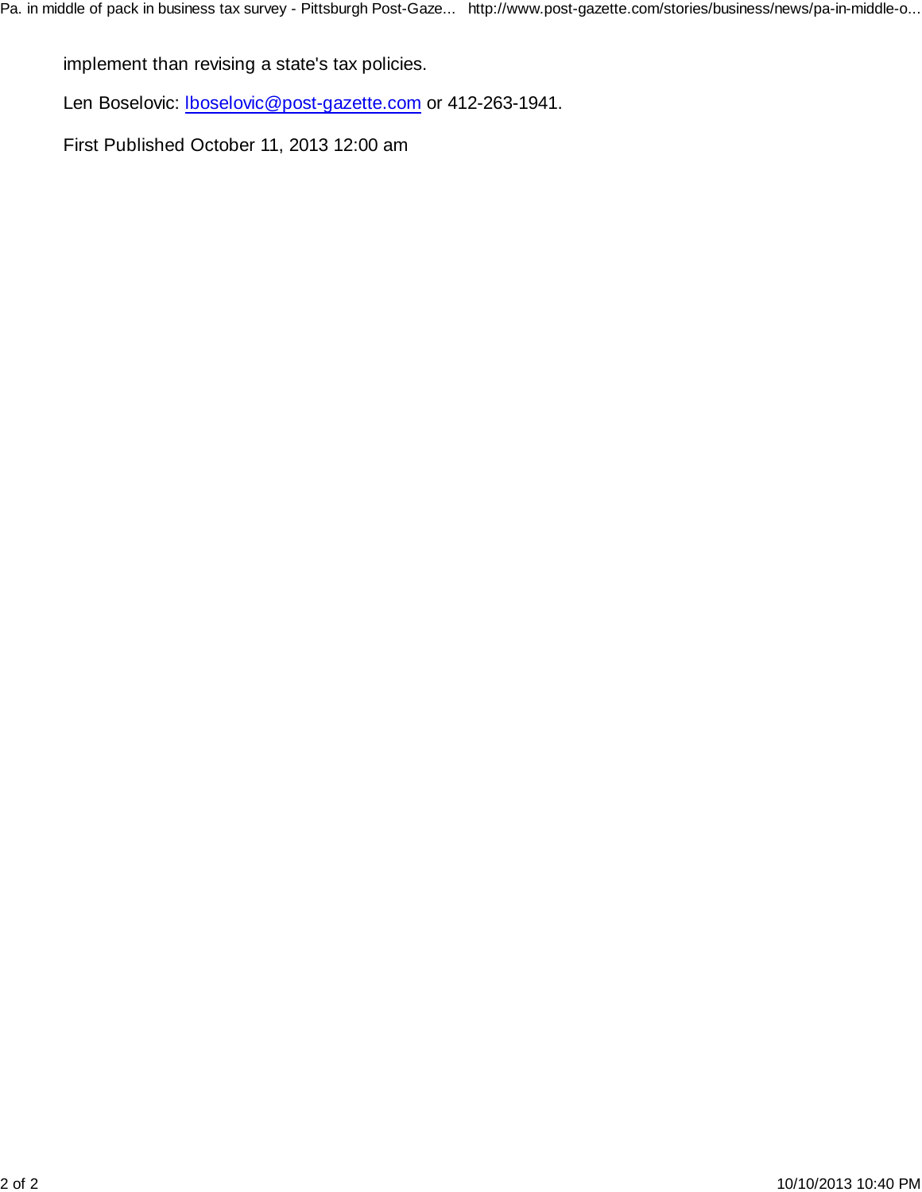implement than revising a state's tax policies.

Len Boselovic: lboselovic@post-gazette.com or 412-263-1941.

First Published October 11, 2013 12:00 am